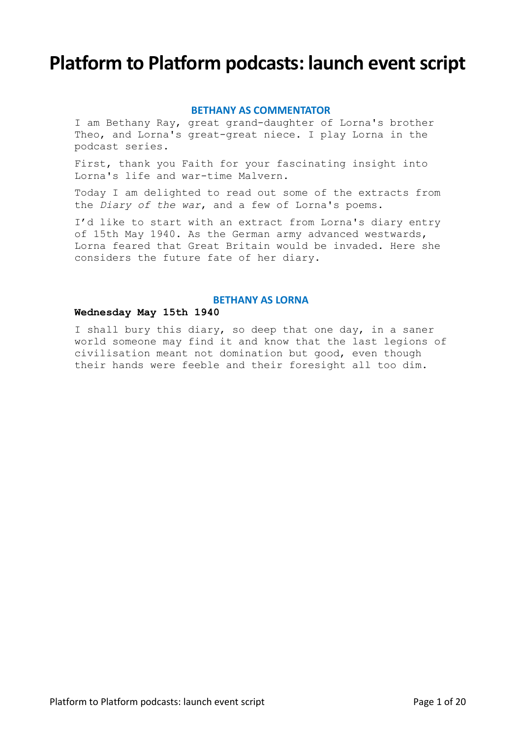# Platform to Platform podcasts: launch event script

### BETHANY AS COMMENTATOR

I am Bethany Ray, great grand-daughter of Lorna's brother Theo, and Lorna's great-great niece. I play Lorna in the podcast series.

First, thank you Faith for your fascinating insight into Lorna's life and war-time Malvern.

Today I am delighted to read out some of the extracts from the *Diary of the war*, and a few of Lorna's poems.

I'd like to start with an extract from Lorna's diary entry of 15th May 1940. As the German army advanced westwards, Lorna feared that Great Britain would be invaded. Here she considers the future fate of her diary.

### BETHANY AS LORNA

**Wednesday May 15th 1940**

I shall bury this diary, so deep that one day, in a saner world someone may find it and know that the last legions of civilisation meant not domination but good, even though their hands were feeble and their foresight all too dim.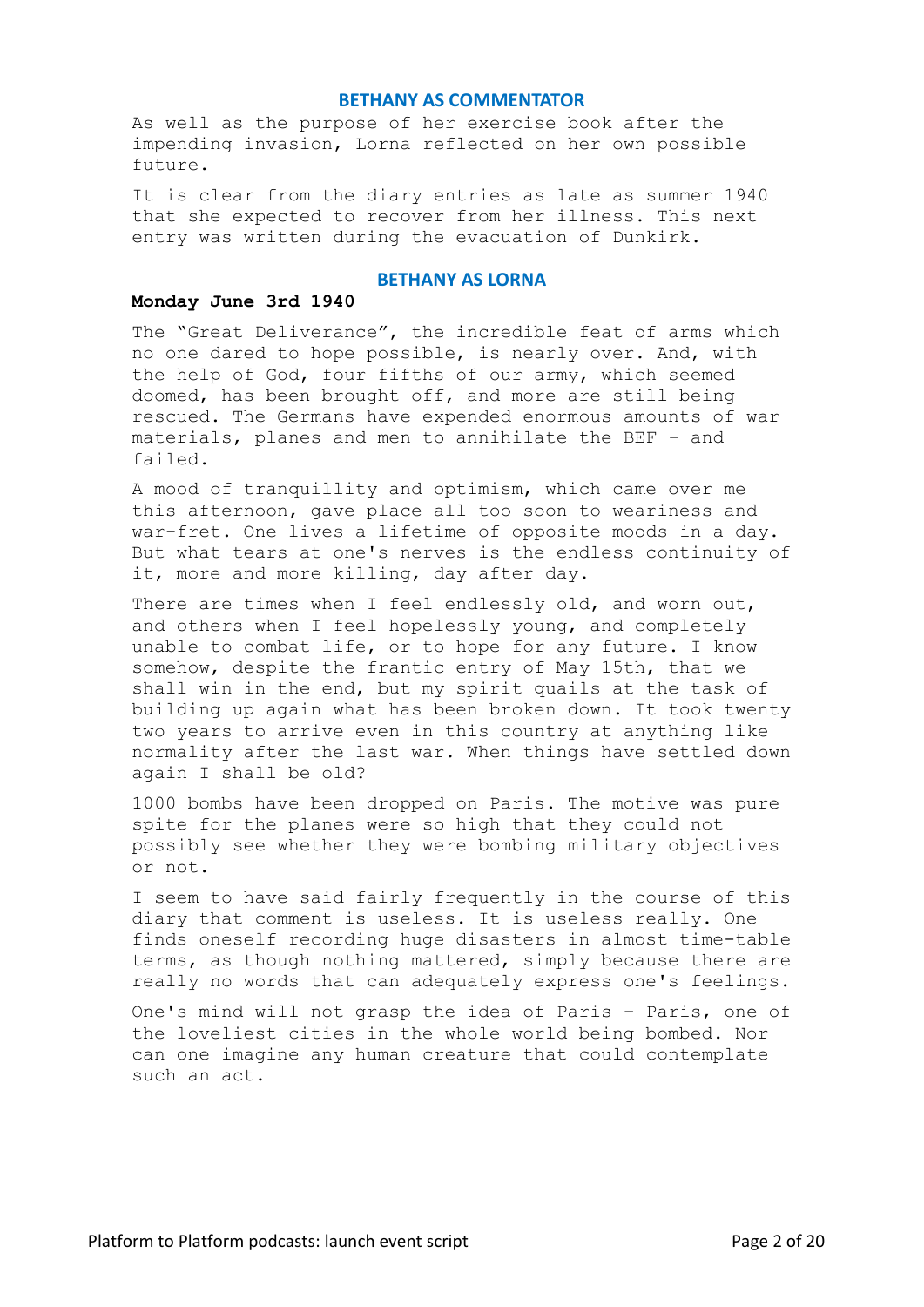### BETHANY AS COMMENTATOR

As well as the purpose of her exercise book after the impending invasion, Lorna reflected on her own possible future.

It is clear from the diary entries as late as summer 1940 that she expected to recover from her illness. This next entry was written during the evacuation of Dunkirk.

### BETHANY AS LORNA

**Monday June 3rd 1940**

The "Great Deliverance", the incredible feat of arms which no one dared to hope possible, is nearly over. And, with the help of God, four fifths of our army, which seemed doomed, has been brought off, and more are still being rescued. The Germans have expended enormous amounts of war materials, planes and men to annihilate the BEF - and failed.

A mood of tranquillity and optimism, which came over me this afternoon, gave place all too soon to weariness and war-fret. One lives a lifetime of opposite moods in a day. But what tears at one's nerves is the endless continuity of it, more and more killing, day after day.

There are times when I feel endlessly old, and worn out, and others when I feel hopelessly young, and completely unable to combat life, or to hope for any future. I know somehow, despite the frantic entry of May 15th, that we shall win in the end, but my spirit quails at the task of building up again what has been broken down. It took twenty two years to arrive even in this country at anything like normality after the last war. When things have settled down again I shall be old?

1000 bombs have been dropped on Paris. The motive was pure spite for the planes were so high that they could not possibly see whether they were bombing military objectives or not.

I seem to have said fairly frequently in the course of this diary that comment is useless. It is useless really. One finds oneself recording huge disasters in almost time-table terms, as though nothing mattered, simply because there are really no words that can adequately express one's feelings.

One's mind will not grasp the idea of Paris – Paris, one of the loveliest cities in the whole world being bombed. Nor can one imagine any human creature that could contemplate such an act.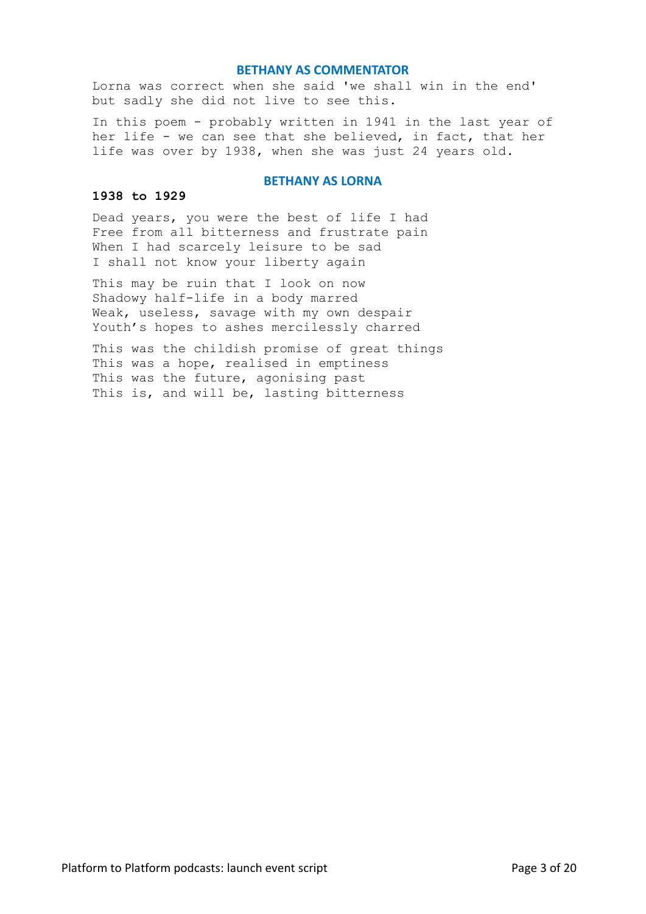## BETHANY AS COMMENTATOR

Lorna was correct when she said 'we shall win in the end' but sadly she did not live to see this.

In this poem - probably written in 1941 in the last year of her life - we can see that she believed, in fact, that her life was over by 1938, when she was just 24 years old.

## BETHANY AS LORNA

**1938 to 1929**

Dead years, you were the best of life I had  
Free from all bitterness and frustrate pain  
When I had scarcely leisure to be sad  
I shall not know your liberty again

This may be ruin that I look on now  
Shadowy half-life in a body marred  
Weak, useless, savage with my own despair  
Youth's hopes to ashes mercilessly charred

This was the childish promise of great things  
This was a hope, realised in emptiness  
This was the future, agonising past  
This is, and will be, lasting bitterness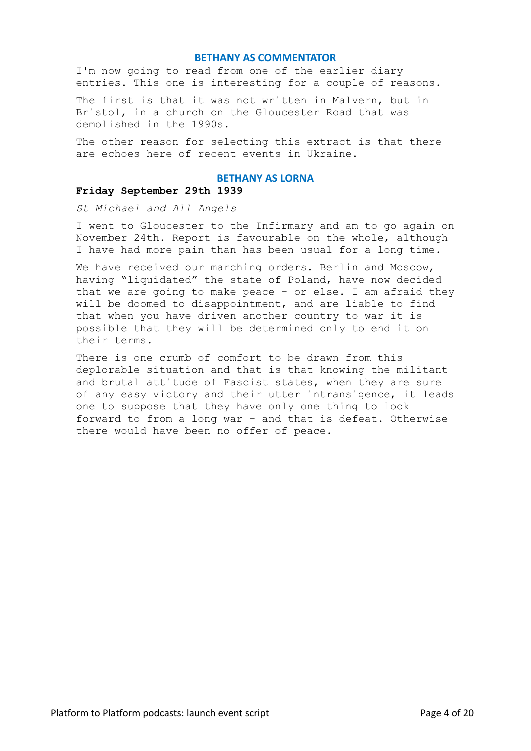## BETHANY AS COMMENTATOR

I'm now going to read from one of the earlier diary entries. This one is interesting for a couple of reasons.

The first is that it was not written in Malvern, but in Bristol, in a church on the Gloucester Road that was demolished in the 1990s.

The other reason for selecting this extract is that there are echoes here of recent events in Ukraine.

## BETHANY AS LORNA

**Friday September 29th 1939**

*St Michael and All Angels*

I went to Gloucester to the Infirmary and am to go again on November 24th. Report is favourable on the whole, although I have had more pain than has been usual for a long time.

We have received our marching orders. Berlin and Moscow, having "liquidated" the state of Poland, have now decided that we are going to make peace - or else. I am afraid they will be doomed to disappointment, and are liable to find that when you have driven another country to war it is possible that they will be determined only to end it on their terms.

There is one crumb of comfort to be drawn from this deplorable situation and that is that knowing the militant and brutal attitude of Fascist states, when they are sure of any easy victory and their utter intransigence, it leads one to suppose that they have only one thing to look forward to from a long war - and that is defeat. Otherwise there would have been no offer of peace.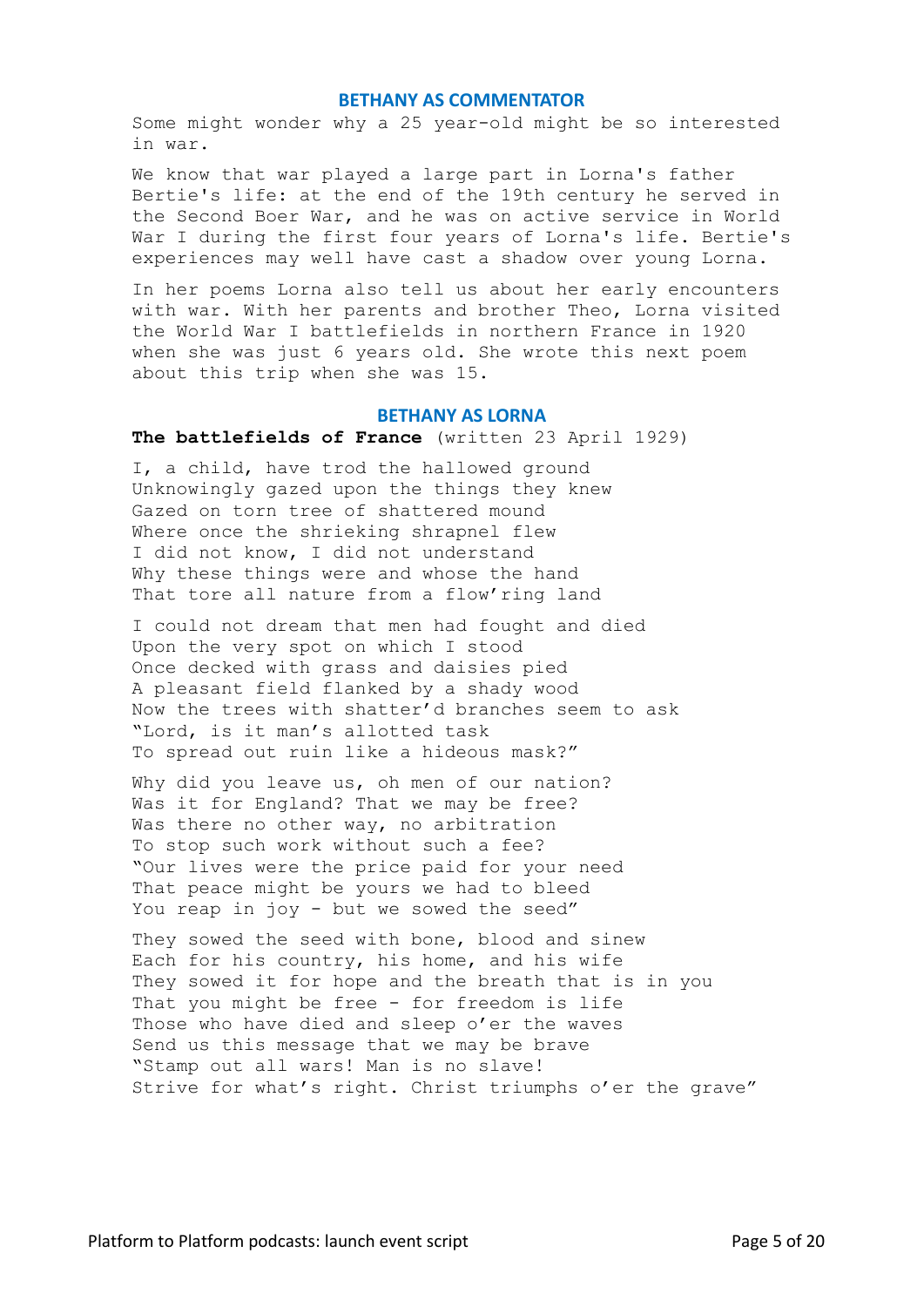## BETHANY AS COMMENTATOR

Some might wonder why a 25 year-old might be so interested in war.

We know that war played a large part in Lorna's father Bertie's life: at the end of the 19th century he served in the Second Boer War, and he was on active service in World War I during the first four years of Lorna's life. Bertie's experiences may well have cast a shadow over young Lorna.

In her poems Lorna also tell us about her early encounters with war. With her parents and brother Theo, Lorna visited the World War I battlefields in northern France in 1920 when she was just 6 years old. She wrote this next poem about this trip when she was 15.

## BETHANY AS LORNA

**The battlefields of France** (written 23 April 1929)

I, a child, have trod the hallowed ground  
Unknowingly gazed upon the things they knew  
Gazed on torn tree of shattered mound  
Where once the shrieking shrapnel flew  
I did not know, I did not understand  
Why these things were and whose the hand  
That tore all nature from a flow'ring land

I could not dream that men had fought and died  
Upon the very spot on which I stood  
Once decked with grass and daisies pied  
A pleasant field flanked by a shady wood  
Now the trees with shatter'd branches seem to ask  
"Lord, is it man's allotted task  
To spread out ruin like a hideous mask?"

Why did you leave us, oh men of our nation?  
Was it for England? That we may be free?  
Was there no other way, no arbitration  
To stop such work without such a fee?  
"Our lives were the price paid for your need  
That peace might be yours we had to bleed  
You reap in joy - but we sowed the seed"

They sowed the seed with bone, blood and sinew  
Each for his country, his home, and his wife  
They sowed it for hope and the breath that is in you  
That you might be free - for freedom is life  
Those who have died and sleep o'er the waves  
Send us this message that we may be brave  
"Stamp out all wars! Man is no slave!  
Strive for what's right. Christ triumphs o'er the grave"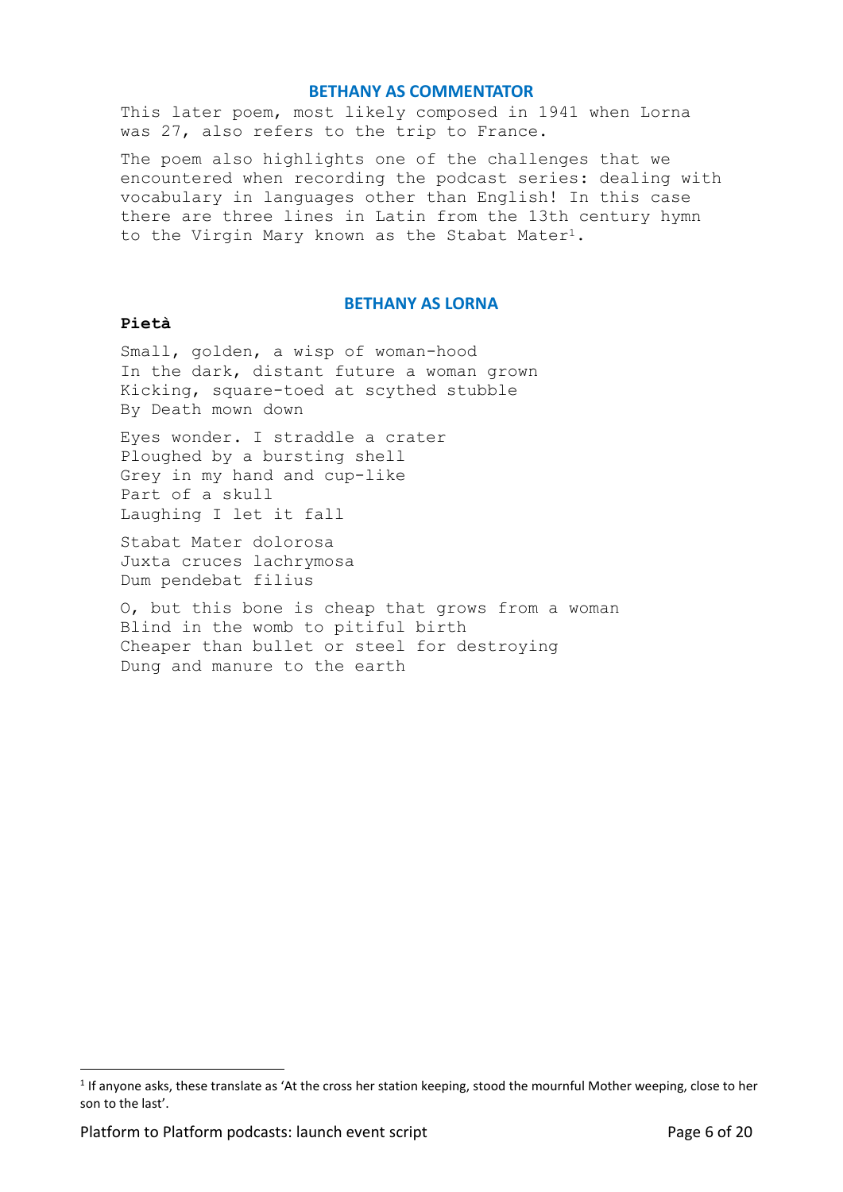## BETHANY AS COMMENTATOR

This later poem, most likely composed in 1941 when Lorna was 27, also refers to the trip to France.

The poem also highlights one of the challenges that we encountered when recording the podcast series: dealing with vocabulary in languages other than English! In this case there are three lines in Latin from the 13th century hymn to the Virgin Mary known as the Stabat Mater[1].

## BETHANY AS LORNA

**Pietà**

Small, golden, a wisp of woman-hood  
In the dark, distant future a woman grown  
Kicking, square-toed at scythed stubble  
By Death mown down

Eyes wonder. I straddle a crater  
Ploughed by a bursting shell  
Grey in my hand and cup-like  
Part of a skull  
Laughing I let it fall

Stabat Mater dolorosa  
Juxta cruces lachrymosa  
Dum pendebat filius

O, but this bone is cheap that grows from a woman  
Blind in the womb to pitiful birth  
Cheaper than bullet or steel for destroying  
Dung and manure to the earth

---

[1] If anyone asks, these translate as 'At the cross her station keeping, stood the mournful Mother weeping, close to her son to the last'.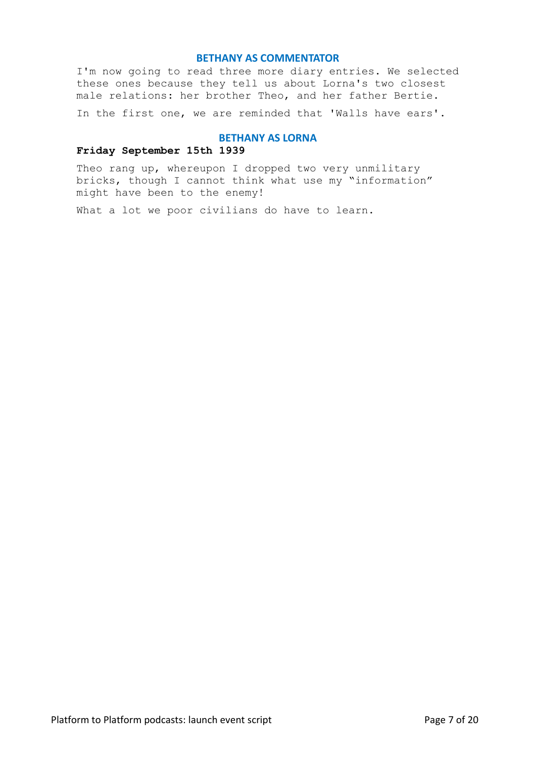### BETHANY AS COMMENTATOR

I'm now going to read three more diary entries. We selected these ones because they tell us about Lorna's two closest male relations: her brother Theo, and her father Bertie.

In the first one, we are reminded that 'Walls have ears'.

### BETHANY AS LORNA

**Friday September 15th 1939**

Theo rang up, whereupon I dropped two very unmilitary bricks, though I cannot think what use my "information" might have been to the enemy!

What a lot we poor civilians do have to learn.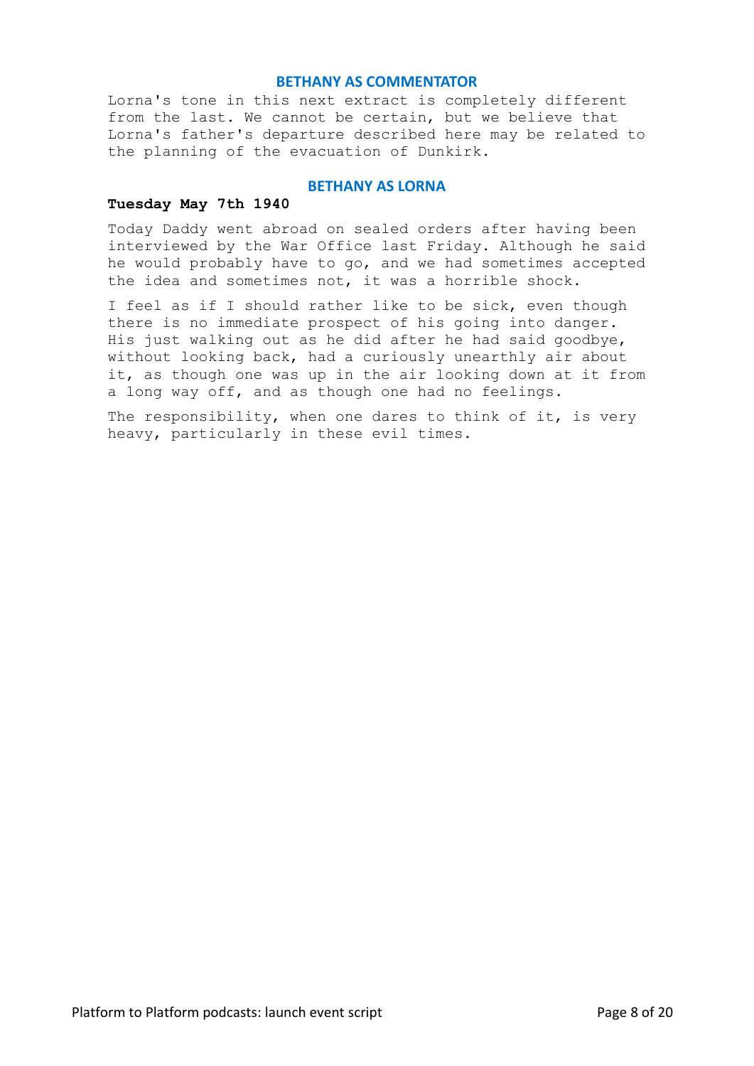### BETHANY AS COMMENTATOR

Lorna's tone in this next extract is completely different from the last. We cannot be certain, but we believe that Lorna's father's departure described here may be related to the planning of the evacuation of Dunkirk.

### BETHANY AS LORNA

**Tuesday May 7th 1940**

Today Daddy went abroad on sealed orders after having been interviewed by the War Office last Friday. Although he said he would probably have to go, and we had sometimes accepted the idea and sometimes not, it was a horrible shock.

I feel as if I should rather like to be sick, even though there is no immediate prospect of his going into danger. His just walking out as he did after he had said goodbye, without looking back, had a curiously unearthly air about it, as though one was up in the air looking down at it from a long way off, and as though one had no feelings.

The responsibility, when one dares to think of it, is very heavy, particularly in these evil times.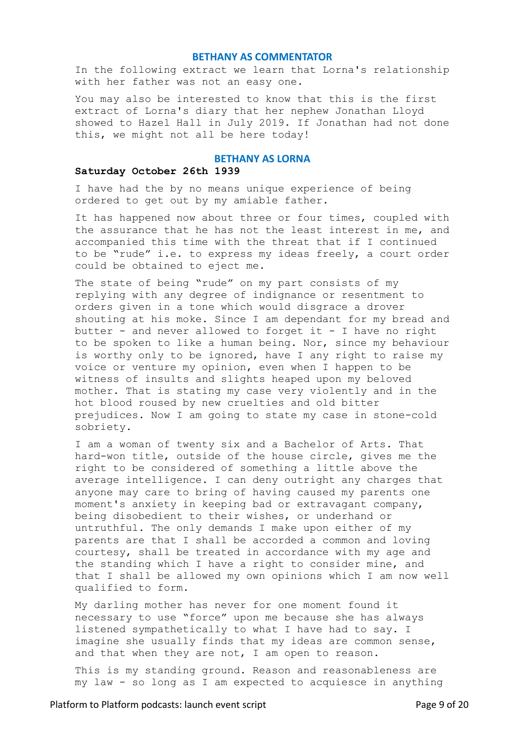## BETHANY AS COMMENTATOR

In the following extract we learn that Lorna's relationship with her father was not an easy one.

You may also be interested to know that this is the first extract of Lorna's diary that her nephew Jonathan Lloyd showed to Hazel Hall in July 2019. If Jonathan had not done this, we might not all be here today!

## BETHANY AS LORNA

**Saturday October 26th 1939**

I have had the by no means unique experience of being ordered to get out by my amiable father.

It has happened now about three or four times, coupled with the assurance that he has not the least interest in me, and accompanied this time with the threat that if I continued to be "rude" i.e. to express my ideas freely, a court order could be obtained to eject me.

The state of being "rude" on my part consists of my replying with any degree of indignance or resentment to orders given in a tone which would disgrace a drover shouting at his moke. Since I am dependant for my bread and butter - and never allowed to forget it - I have no right to be spoken to like a human being. Nor, since my behaviour is worthy only to be ignored, have I any right to raise my voice or venture my opinion, even when I happen to be witness of insults and slights heaped upon my beloved mother. That is stating my case very violently and in the hot blood roused by new cruelties and old bitter prejudices. Now I am going to state my case in stone-cold sobriety.

I am a woman of twenty six and a Bachelor of Arts. That hard-won title, outside of the house circle, gives me the right to be considered of something a little above the average intelligence. I can deny outright any charges that anyone may care to bring of having caused my parents one moment's anxiety in keeping bad or extravagant company, being disobedient to their wishes, or underhand or untruthful. The only demands I make upon either of my parents are that I shall be accorded a common and loving courtesy, shall be treated in accordance with my age and the standing which I have a right to consider mine, and that I shall be allowed my own opinions which I am now well qualified to form.

My darling mother has never for one moment found it necessary to use "force" upon me because she has always listened sympathetically to what I have had to say. I imagine she usually finds that my ideas are common sense, and that when they are not, I am open to reason.

This is my standing ground. Reason and reasonableness are my law - so long as I am expected to acquiesce in anything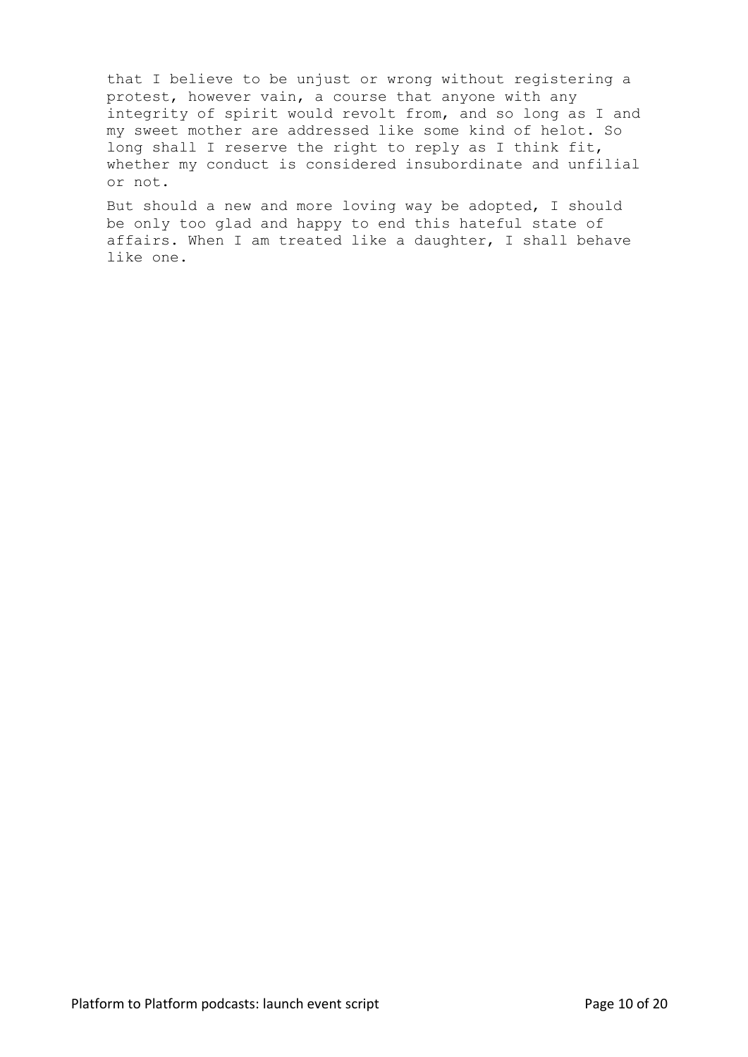that I believe to be unjust or wrong without registering a protest, however vain, a course that anyone with any integrity of spirit would revolt from, and so long as I and my sweet mother are addressed like some kind of helot. So long shall I reserve the right to reply as I think fit, whether my conduct is considered insubordinate and unfilial or not.

But should a new and more loving way be adopted, I should be only too glad and happy to end this hateful state of affairs. When I am treated like a daughter, I shall behave like one.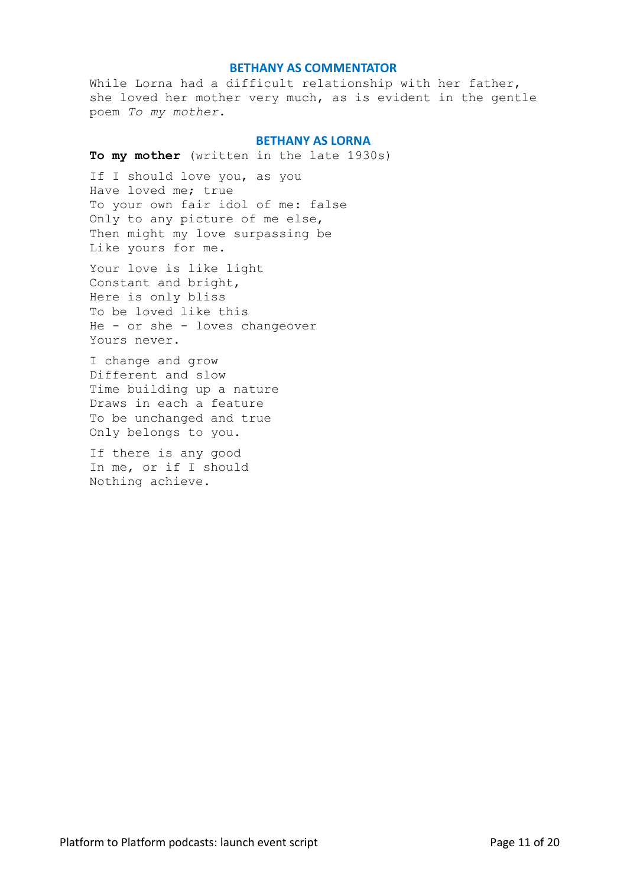### BETHANY AS COMMENTATOR

While Lorna had a difficult relationship with her father, she loved her mother very much, as is evident in the gentle poem *To my mother*.

### BETHANY AS LORNA

**To my mother** (written in the late 1930s)

If I should love you, as you  
Have loved me; true  
To your own fair idol of me: false  
Only to any picture of me else,  
Then might my love surpassing be  
Like yours for me.

Your love is like light  
Constant and bright,  
Here is only bliss  
To be loved like this  
He - or she - loves changeover  
Yours never.

I change and grow  
Different and slow  
Time building up a nature  
Draws in each a feature  
To be unchanged and true  
Only belongs to you.

If there is any good  
In me, or if I should  
Nothing achieve.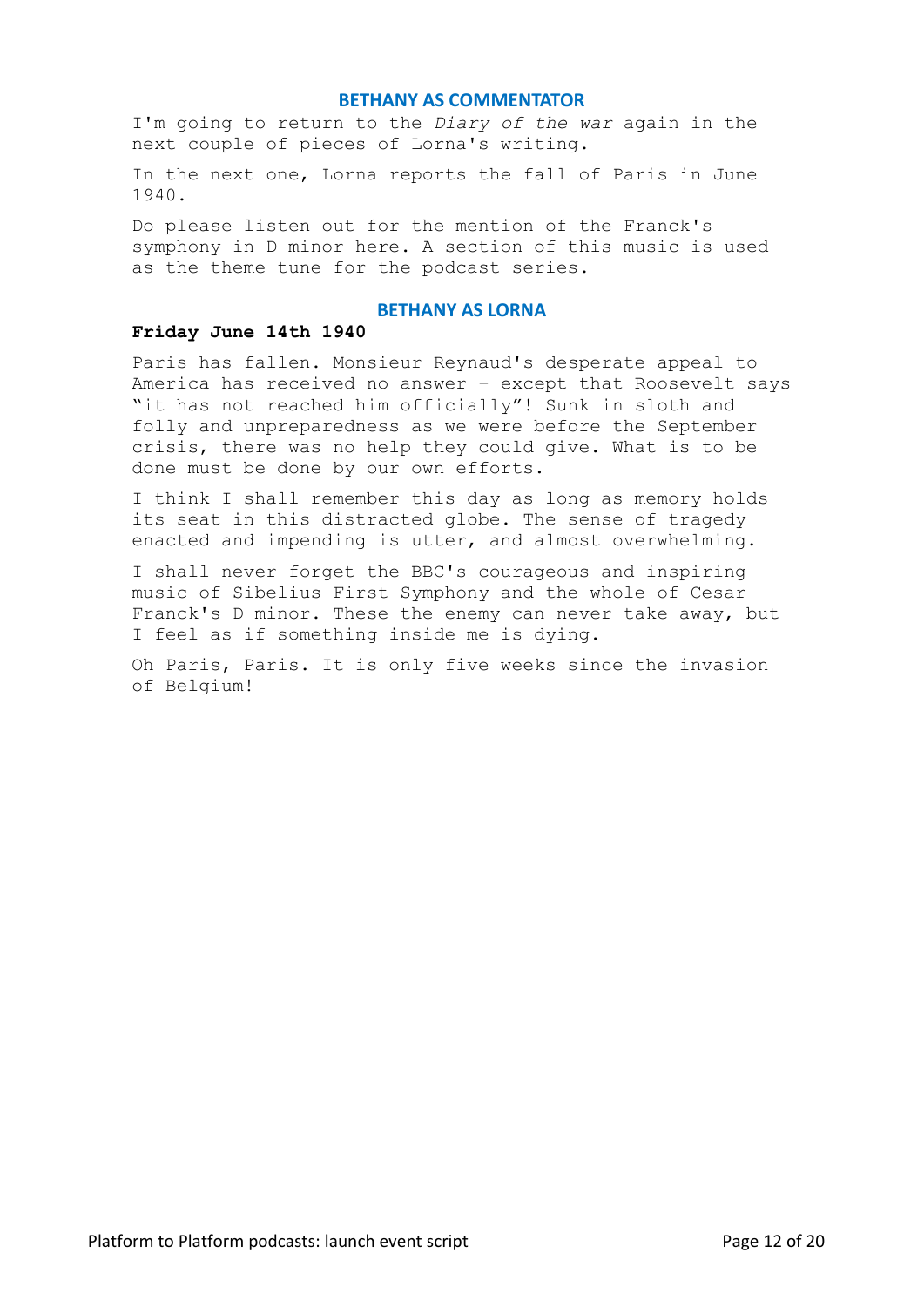### BETHANY AS COMMENTATOR

I'm going to return to the *Diary of the war* again in the next couple of pieces of Lorna's writing.

In the next one, Lorna reports the fall of Paris in June 1940.

Do please listen out for the mention of the Franck's symphony in D minor here. A section of this music is used as the theme tune for the podcast series.

### BETHANY AS LORNA

**Friday June 14th 1940**

Paris has fallen. Monsieur Reynaud's desperate appeal to America has received no answer – except that Roosevelt says "it has not reached him officially"! Sunk in sloth and folly and unpreparedness as we were before the September crisis, there was no help they could give. What is to be done must be done by our own efforts.

I think I shall remember this day as long as memory holds its seat in this distracted globe. The sense of tragedy enacted and impending is utter, and almost overwhelming.

I shall never forget the BBC's courageous and inspiring music of Sibelius First Symphony and the whole of Cesar Franck's D minor. These the enemy can never take away, but I feel as if something inside me is dying.

Oh Paris, Paris. It is only five weeks since the invasion of Belgium!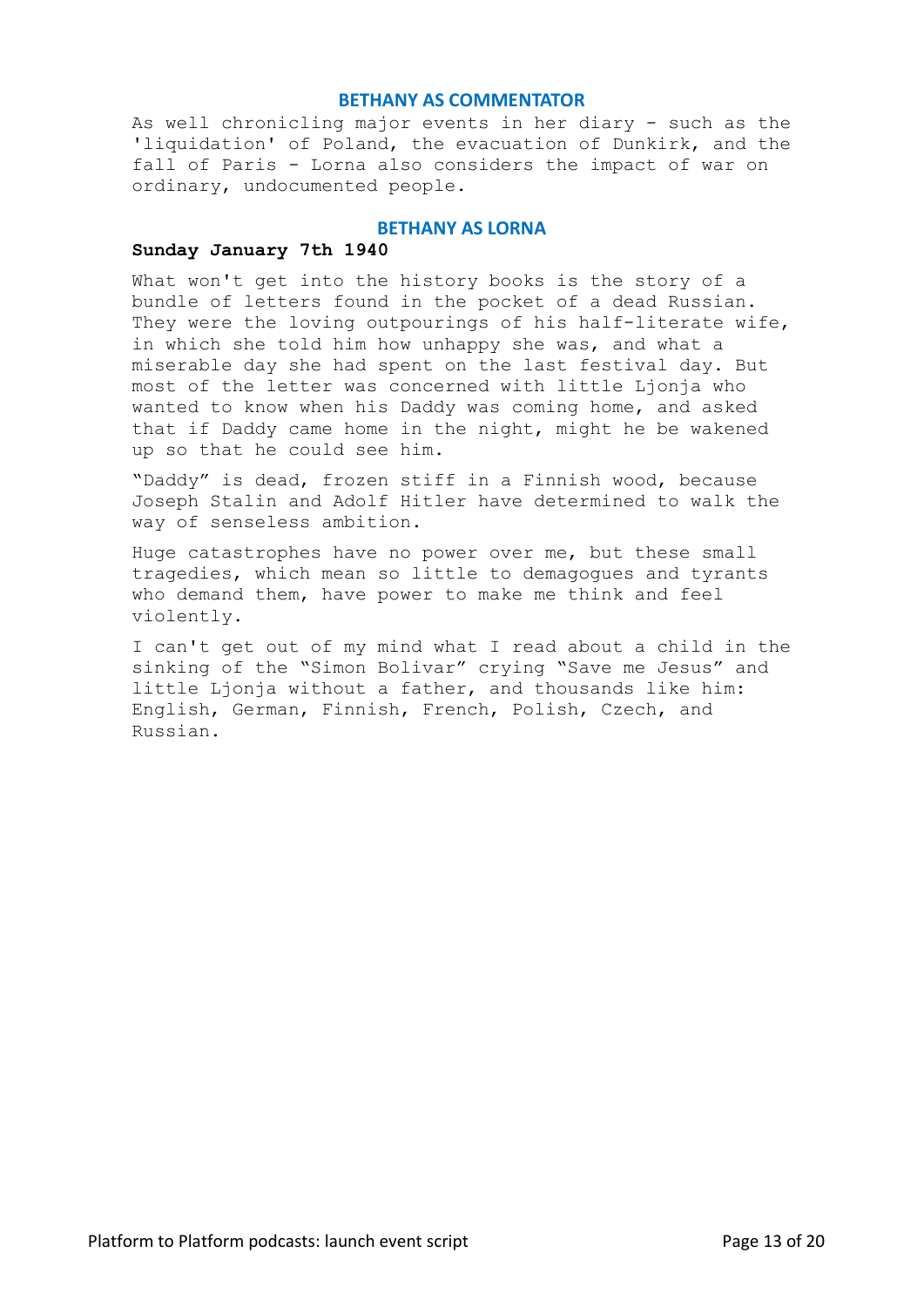## BETHANY AS COMMENTATOR

As well chronicling major events in her diary - such as the 'liquidation' of Poland, the evacuation of Dunkirk, and the fall of Paris - Lorna also considers the impact of war on ordinary, undocumented people.

## BETHANY AS LORNA

**Sunday January 7th 1940**

What won't get into the history books is the story of a bundle of letters found in the pocket of a dead Russian. They were the loving outpourings of his half-literate wife, in which she told him how unhappy she was, and what a miserable day she had spent on the last festival day. But most of the letter was concerned with little Ljonja who wanted to know when his Daddy was coming home, and asked that if Daddy came home in the night, might he be wakened up so that he could see him.

"Daddy" is dead, frozen stiff in a Finnish wood, because Joseph Stalin and Adolf Hitler have determined to walk the way of senseless ambition.

Huge catastrophes have no power over me, but these small tragedies, which mean so little to demagogues and tyrants who demand them, have power to make me think and feel violently.

I can't get out of my mind what I read about a child in the sinking of the "Simon Bolivar" crying "Save me Jesus" and little Ljonja without a father, and thousands like him: English, German, Finnish, French, Polish, Czech, and Russian.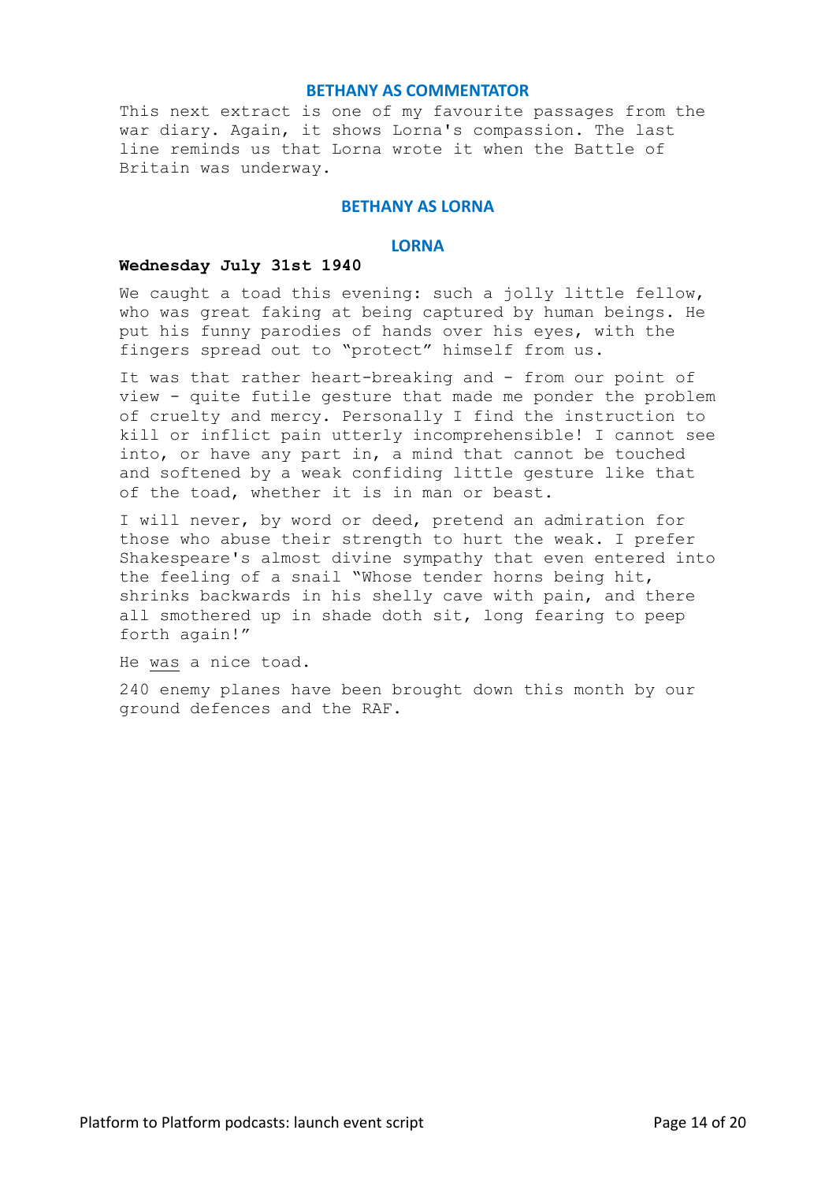### BETHANY AS COMMENTATOR

This next extract is one of my favourite passages from the war diary. Again, it shows Lorna's compassion. The last line reminds us that Lorna wrote it when the Battle of Britain was underway.

### BETHANY AS LORNA

### LORNA

**Wednesday July 31st 1940**

We caught a toad this evening: such a jolly little fellow, who was great faking at being captured by human beings. He put his funny parodies of hands over his eyes, with the fingers spread out to "protect" himself from us.

It was that rather heart-breaking and - from our point of view - quite futile gesture that made me ponder the problem of cruelty and mercy. Personally I find the instruction to kill or inflict pain utterly incomprehensible! I cannot see into, or have any part in, a mind that cannot be touched and softened by a weak confiding little gesture like that of the toad, whether it is in man or beast.

I will never, by word or deed, pretend an admiration for those who abuse their strength to hurt the weak. I prefer Shakespeare's almost divine sympathy that even entered into the feeling of a snail "Whose tender horns being hit, shrinks backwards in his shelly cave with pain, and there all smothered up in shade doth sit, long fearing to peep forth again!"

He <u>was</u> a nice toad.

240 enemy planes have been brought down this month by our ground defences and the RAF.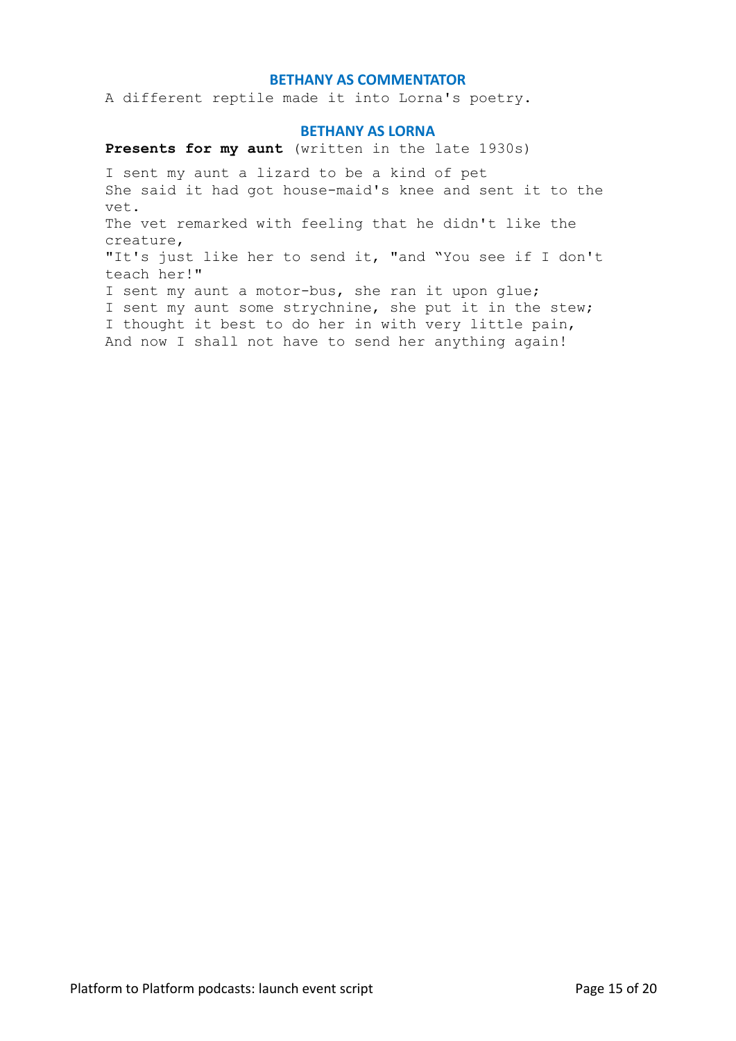### BETHANY AS COMMENTATOR

A different reptile made it into Lorna's poetry.

### BETHANY AS LORNA

**Presents for my aunt** (written in the late 1930s)

I sent my aunt a lizard to be a kind of pet  
She said it had got house-maid's knee and sent it to the vet.  
The vet remarked with feeling that he didn't like the creature,  
"It's just like her to send it, "and "You see if I don't teach her!"  
I sent my aunt a motor-bus, she ran it upon glue;  
I sent my aunt some strychnine, she put it in the stew;  
I thought it best to do her in with very little pain,  
And now I shall not have to send her anything again!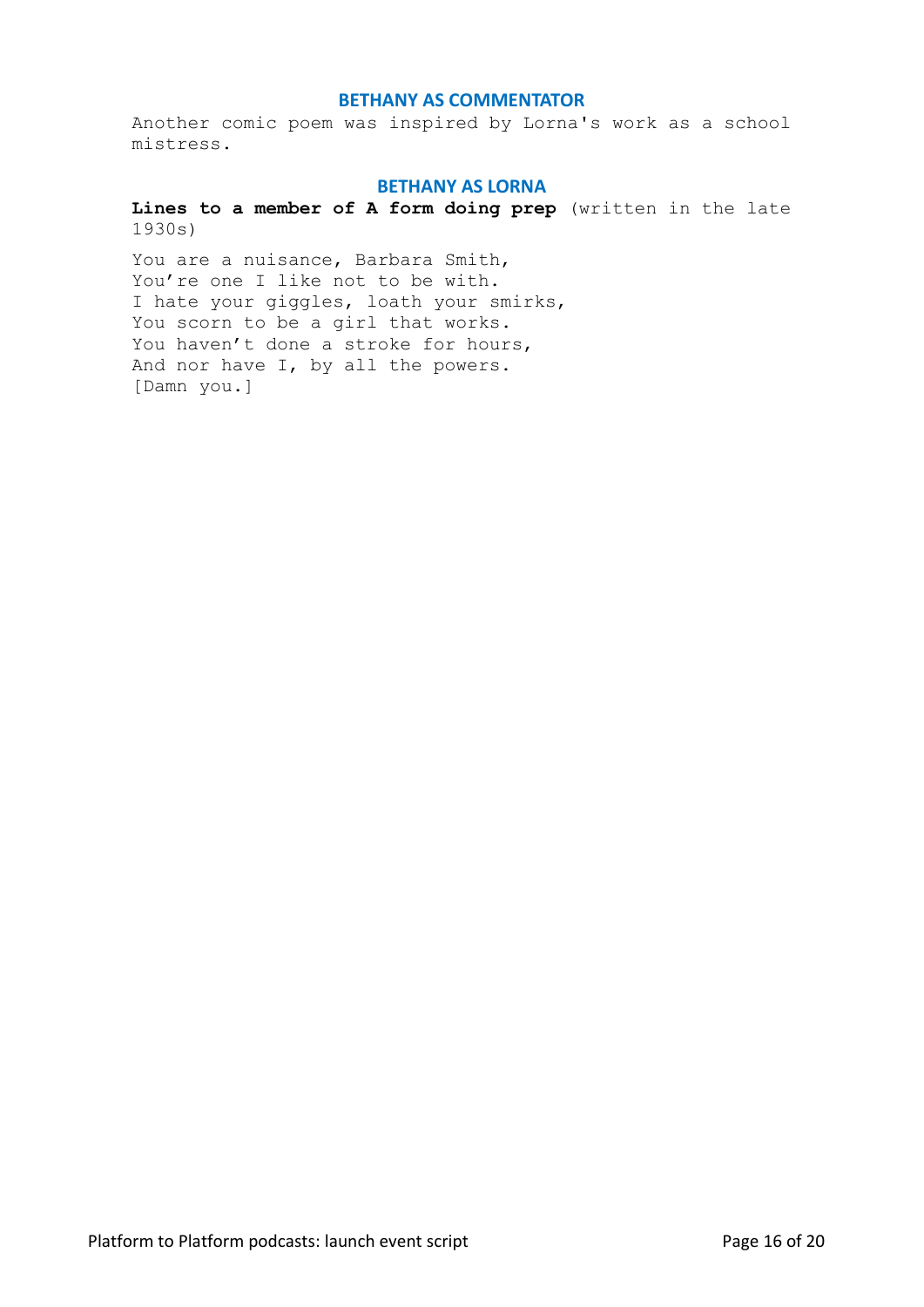### BETHANY AS COMMENTATOR

Another comic poem was inspired by Lorna's work as a school mistress.

### BETHANY AS LORNA

**Lines to a member of A form doing prep** (written in the late 1930s)

You are a nuisance, Barbara Smith,  
You're one I like not to be with.  
I hate your giggles, loath your smirks,  
You scorn to be a girl that works.  
You haven't done a stroke for hours,  
And nor have I, by all the powers.  
[Damn you.]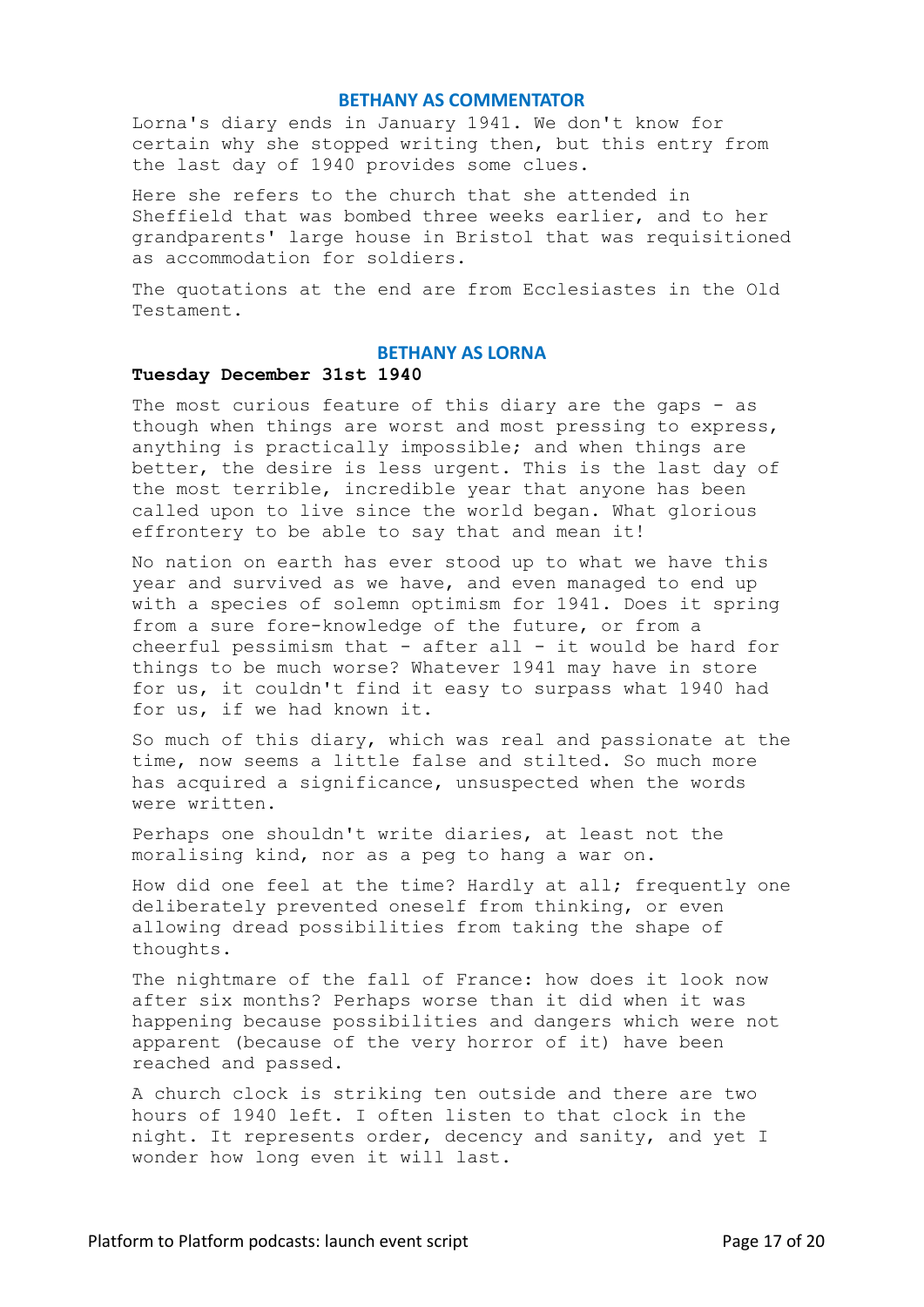### BETHANY AS COMMENTATOR

Lorna's diary ends in January 1941. We don't know for certain why she stopped writing then, but this entry from the last day of 1940 provides some clues.

Here she refers to the church that she attended in Sheffield that was bombed three weeks earlier, and to her grandparents' large house in Bristol that was requisitioned as accommodation for soldiers.

The quotations at the end are from Ecclesiastes in the Old Testament.

### BETHANY AS LORNA

**Tuesday December 31st 1940**

The most curious feature of this diary are the gaps - as though when things are worst and most pressing to express, anything is practically impossible; and when things are better, the desire is less urgent. This is the last day of the most terrible, incredible year that anyone has been called upon to live since the world began. What glorious effrontery to be able to say that and mean it!

No nation on earth has ever stood up to what we have this year and survived as we have, and even managed to end up with a species of solemn optimism for 1941. Does it spring from a sure fore-knowledge of the future, or from a cheerful pessimism that - after all - it would be hard for things to be much worse? Whatever 1941 may have in store for us, it couldn't find it easy to surpass what 1940 had for us, if we had known it.

So much of this diary, which was real and passionate at the time, now seems a little false and stilted. So much more has acquired a significance, unsuspected when the words were written.

Perhaps one shouldn't write diaries, at least not the moralising kind, nor as a peg to hang a war on.

How did one feel at the time? Hardly at all; frequently one deliberately prevented oneself from thinking, or even allowing dread possibilities from taking the shape of thoughts.

The nightmare of the fall of France: how does it look now after six months? Perhaps worse than it did when it was happening because possibilities and dangers which were not apparent (because of the very horror of it) have been reached and passed.

A church clock is striking ten outside and there are two hours of 1940 left. I often listen to that clock in the night. It represents order, decency and sanity, and yet I wonder how long even it will last.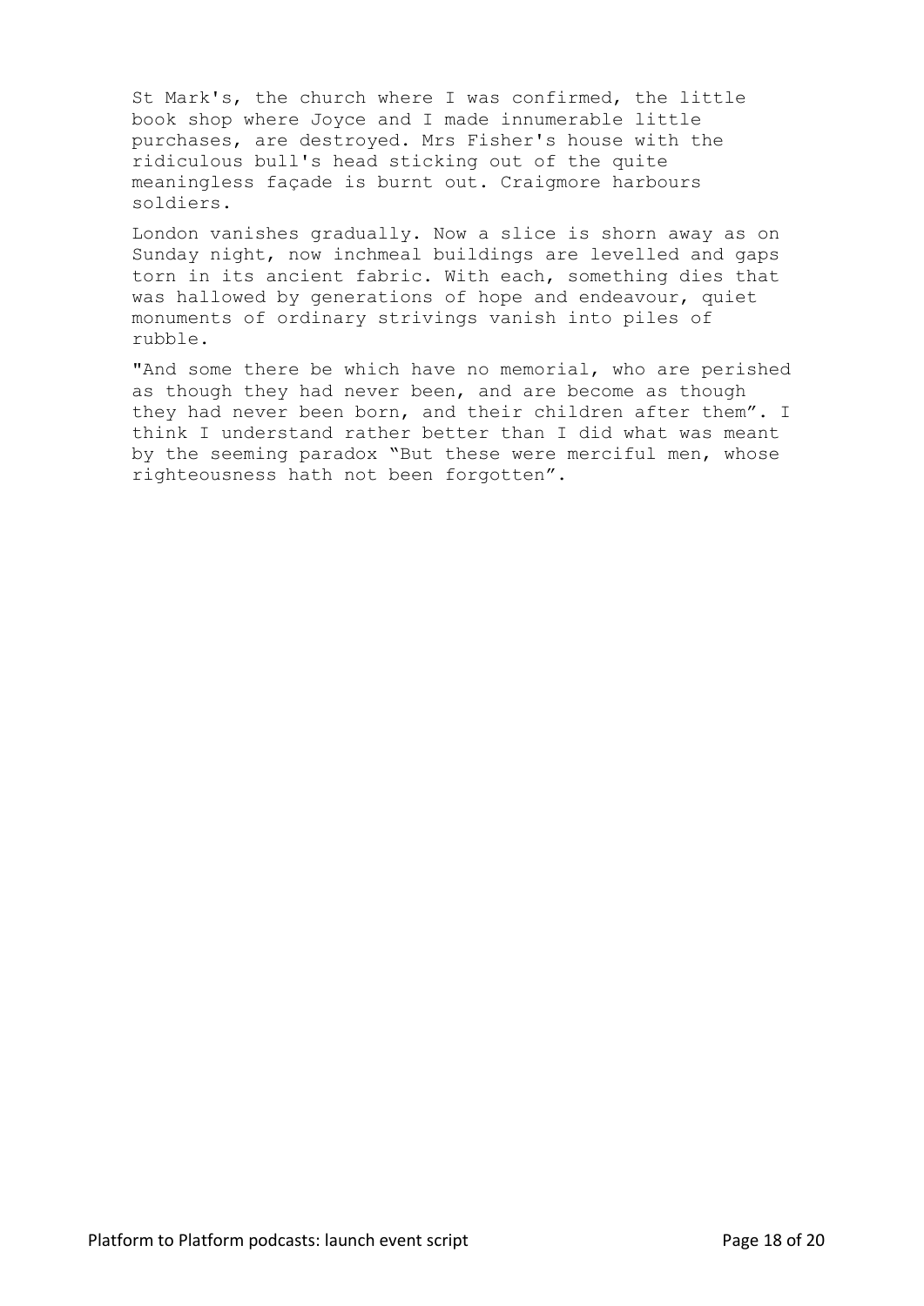St Mark's, the church where I was confirmed, the little book shop where Joyce and I made innumerable little purchases, are destroyed. Mrs Fisher's house with the ridiculous bull's head sticking out of the quite meaningless façade is burnt out. Craigmore harbours soldiers.

London vanishes gradually. Now a slice is shorn away as on Sunday night, now inchmeal buildings are levelled and gaps torn in its ancient fabric. With each, something dies that was hallowed by generations of hope and endeavour, quiet monuments of ordinary strivings vanish into piles of rubble.

"And some there be which have no memorial, who are perished as though they had never been, and are become as though they had never been born, and their children after them". I think I understand rather better than I did what was meant by the seeming paradox "But these were merciful men, whose righteousness hath not been forgotten".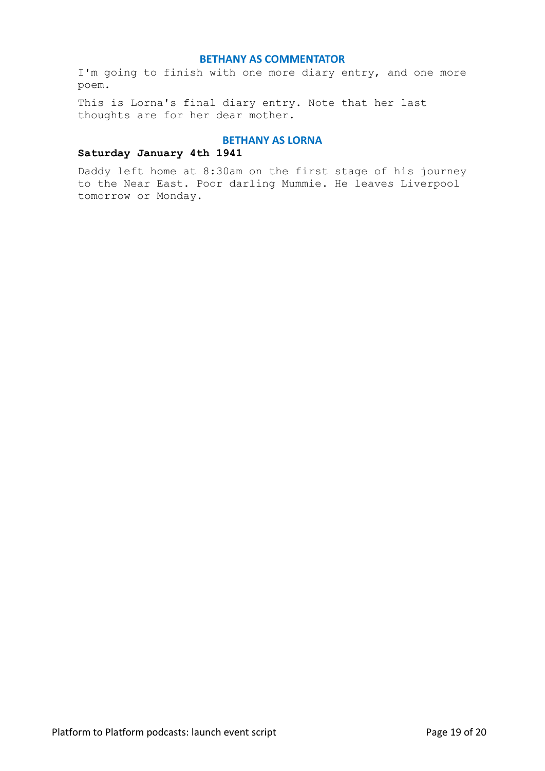### BETHANY AS COMMENTATOR

I'm going to finish with one more diary entry, and one more poem.

This is Lorna's final diary entry. Note that her last thoughts are for her dear mother.

### BETHANY AS LORNA

**Saturday January 4th 1941**

Daddy left home at 8:30am on the first stage of his journey to the Near East. Poor darling Mummie. He leaves Liverpool tomorrow or Monday.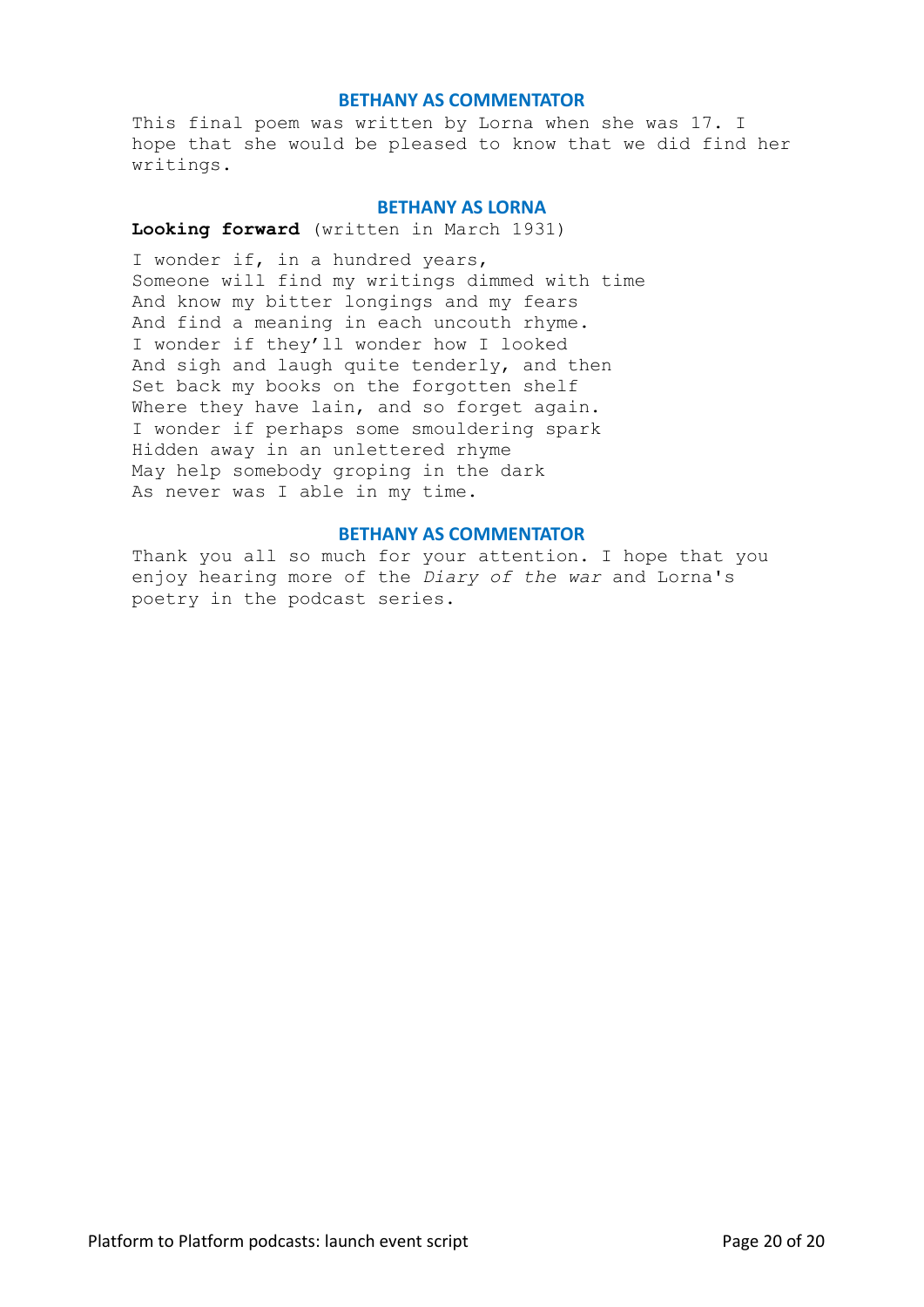### BETHANY AS COMMENTATOR

This final poem was written by Lorna when she was 17. I hope that she would be pleased to know that we did find her writings.

### BETHANY AS LORNA

**Looking forward** (written in March 1931)

I wonder if, in a hundred years,  
Someone will find my writings dimmed with time  
And know my bitter longings and my fears  
And find a meaning in each uncouth rhyme.  
I wonder if they'll wonder how I looked  
And sigh and laugh quite tenderly, and then  
Set back my books on the forgotten shelf  
Where they have lain, and so forget again.  
I wonder if perhaps some smouldering spark  
Hidden away in an unlettered rhyme  
May help somebody groping in the dark  
As never was I able in my time.

### BETHANY AS COMMENTATOR

Thank you all so much for your attention. I hope that you enjoy hearing more of the *Diary of the war* and Lorna's poetry in the podcast series.